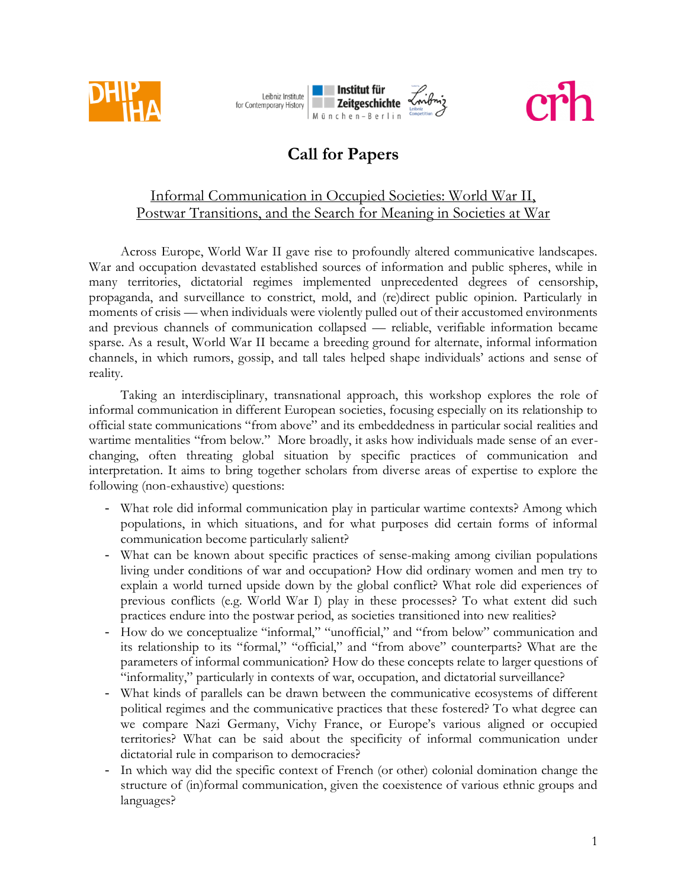# Call for Papers

## Informal Communication in Occupied Societies: World War II, Postwar Transitions, and the Search for Meaning in Societies at War

Across Europe, World War II gave rise to profoundly altered communicative landscapes. War and occupation devastated established sources of information and public spheres, while in many territories, dictatorial regimes implemented unprecedented degrees of censorship, propaganda, and surveillance to constrict, mold, and (re)direct public opinion. Particularly in moments of crisis — when individuals were violently pulled out of their accustomed environments and previous channels of communication collapsed — reliable, verifiable information became sparse. As a result, World War II became a breeding ground for alternate, informal information channels, in which rumors, gossip, and tall tales helped shape individuals' actions and sense of reality.

Taking an interdisciplinary, transnational approach, this workshop explores the role of informal communication in different European societies, focusing especially on its relationship to official state communications "from above" and its embeddedness in particular social realities and wartime mentalities "from below." More broadly, it asks how individuals made sense of an ever-changing, often threating global situation by specific practices of communication and interpretation. It aims to bring together scholars from diverse areas of expertise to explore the following (non-exhaustive) questions:

- What role did informal communication play in particular wartime contexts? Among which populations, in which situations, and for what purposes did certain forms of informal communication become particularly salient?
- What can be known about specific practices of sense-making among civilian populations living under conditions of war and occupation? How did ordinary women and men try to explain a world turned upside down by the global conflict? What role did experiences of previous conflicts (e.g. World War I) play in these processes? To what extent did such practices endure into the postwar period, as societies transitioned into new realities?
- How do we conceptualize "informal," "unofficial," and "from below" communication and its relationship to its "formal," "official," and "from above" counterparts? What are the parameters of informal communication? How do these concepts relate to larger questions of "informality," particularly in contexts of war, occupation, and dictatorial surveillance?
- What kinds of parallels can be drawn between the communicative ecosystems of different political regimes and the communicative practices that these fostered? To what degree can we compare Nazi Germany, Vichy France, or Europe's various aligned or occupied territories? What can be said about the specificity of informal communication under dictatorial rule in comparison to democracies?
- In which way did the specific context of French (or other) colonial domination change the structure of (in)formal communication, given the coexistence of various ethnic groups and languages?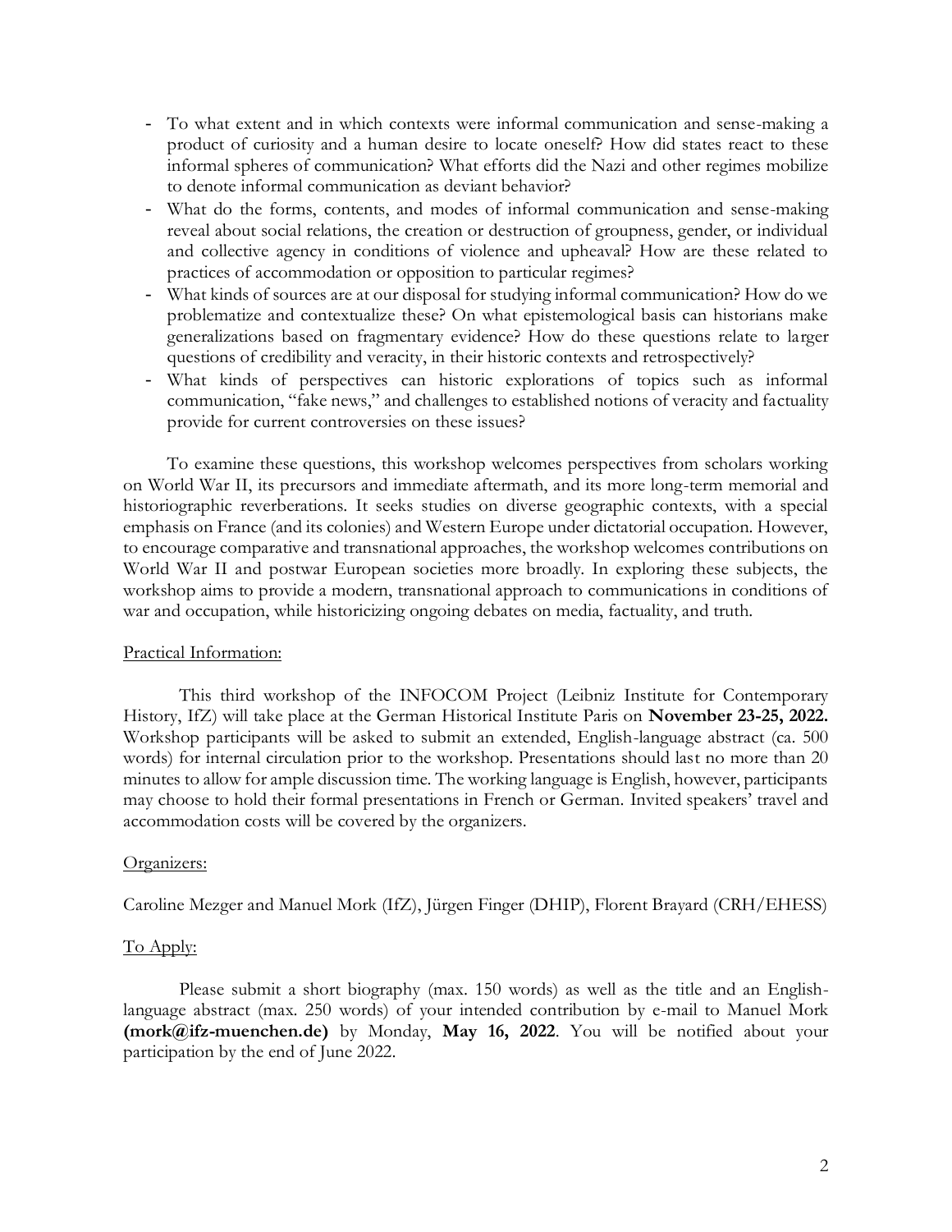- To what extent and in which contexts were informal communication and sense-making a product of curiosity and a human desire to locate oneself? How did states react to these informal spheres of communication? What efforts did the Nazi and other regimes mobilize to denote informal communication as deviant behavior?
- What do the forms, contents, and modes of informal communication and sense-making reveal about social relations, the creation or destruction of groupness, gender, or individual and collective agency in conditions of violence and upheaval? How are these related to practices of accommodation or opposition to particular regimes?
- What kinds of sources are at our disposal for studying informal communication? How do we problematize and contextualize these? On what epistemological basis can historians make generalizations based on fragmentary evidence? How do these questions relate to larger questions of credibility and veracity, in their historic contexts and retrospectively?
- What kinds of perspectives can historic explorations of topics such as informal communication, "fake news," and challenges to established notions of veracity and factuality provide for current controversies on these issues?

To examine these questions, this workshop welcomes perspectives from scholars working on World War II, its precursors and immediate aftermath, and its more long-term memorial and historiographic reverberations. It seeks studies on diverse geographic contexts, with a special emphasis on France (and its colonies) and Western Europe under dictatorial occupation. However, to encourage comparative and transnational approaches, the workshop welcomes contributions on World War II and postwar European societies more broadly. In exploring these subjects, the workshop aims to provide a modern, transnational approach to communications in conditions of war and occupation, while historicizing ongoing debates on media, factuality, and truth.

<u>Practical Information:</u>

This third workshop of the INFOCOM Project (Leibniz Institute for Contemporary History, IfZ) will take place at the German Historical Institute Paris on **November 23-25, 2022.** Workshop participants will be asked to submit an extended, English-language abstract (ca. 500 words) for internal circulation prior to the workshop. Presentations should last no more than 20 minutes to allow for ample discussion time. The working language is English, however, participants may choose to hold their formal presentations in French or German. Invited speakers' travel and accommodation costs will be covered by the organizers.

<u>Organizers:</u>

Caroline Mezger and Manuel Mork (IfZ), Jürgen Finger (DHIP), Florent Brayard (CRH/EHESS)

<u>To Apply:</u>

Please submit a short biography (max. 150 words) as well as the title and an English-language abstract (max. 250 words) of your intended contribution by e-mail to Manuel Mork **(mork@ifz-muenchen.de)** by Monday, **May 16, 2022**. You will be notified about your participation by the end of June 2022.